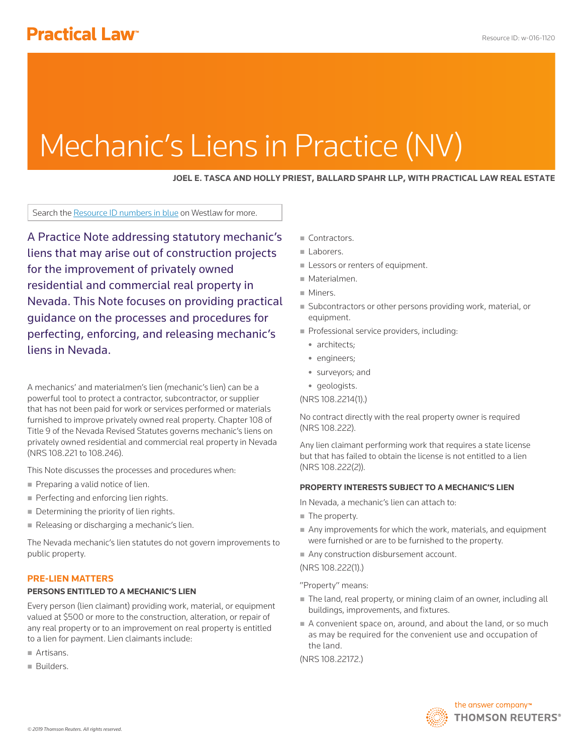# Mechanic's Liens in Practice (NV)

**JOEL E. TASCA AND HOLLY PRIEST, BALLARD SPAHR LLP, WITH PRACTICAL LAW REAL ESTATE**

Search the Resource ID numbers in blue on Westlaw for more.

A Practice Note addressing statutory mechanic's liens that may arise out of construction projects for the improvement of privately owned residential and commercial real property in Nevada. This Note focuses on providing practical guidance on the processes and procedures for perfecting, enforcing, and releasing mechanic's liens in Nevada.

A mechanics' and materialmen's lien (mechanic's lien) can be a powerful tool to protect a contractor, subcontractor, or supplier that has not been paid for work or services performed or materials furnished to improve privately owned real property. Chapter 108 of Title 9 of the Nevada Revised Statutes governs mechanic's liens on privately owned residential and commercial real property in Nevada (NRS 108.221 to 108.246).

This Note discusses the processes and procedures when:

- Preparing a valid notice of lien.
- Perfecting and enforcing lien rights.
- Determining the priority of lien rights.
- Releasing or discharging a mechanic's lien.

The Nevada mechanic's lien statutes do not govern improvements to public property.

## PRE-LIEN MATTERS

### PERSONS ENTITLED TO A MECHANIC'S LIEN

Every person (lien claimant) providing work, material, or equipment valued at $500 or more to the construction, alteration, or repair of any real property or to an improvement on real property is entitled to a lien for payment. Lien claimants include:

- Artisans.
- Builders.
- Contractors.
- Laborers.
- Lessors or renters of equipment.
- Materialmen.
- Miners.
- Subcontractors or other persons providing work, material, or equipment.
- Professional service providers, including:
  - architects;
  - engineers;
  - surveyors; and
  - geologists.

(NRS 108.2214(1).)

No contract directly with the real property owner is required (NRS 108.222).

Any lien claimant performing work that requires a state license but that has failed to obtain the license is not entitled to a lien (NRS 108.222(2)).

### PROPERTY INTERESTS SUBJECT TO A MECHANIC'S LIEN

In Nevada, a mechanic's lien can attach to:

- The property.
- Any improvements for which the work, materials, and equipment were furnished or are to be furnished to the property.
- Any construction disbursement account.

(NRS 108.222(1).)

"Property" means:

- The land, real property, or mining claim of an owner, including all buildings, improvements, and fixtures.
- A convenient space on, around, and about the land, or so much as may be required for the convenient use and occupation of the land.

(NRS 108.22172.)

*© 2019 Thomson Reuters. All rights reserved.*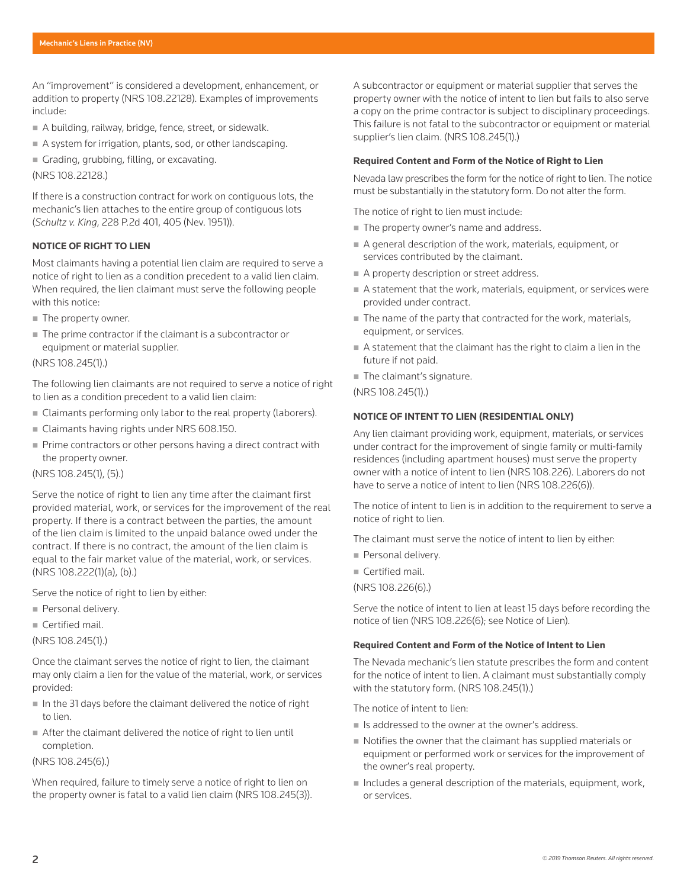An "improvement" is considered a development, enhancement, or addition to property (NRS 108.22128). Examples of improvements include:

- A building, railway, bridge, fence, street, or sidewalk.
- A system for irrigation, plants, sod, or other landscaping.
- Grading, grubbing, filling, or excavating.

(NRS 108.22128.)

If there is a construction contract for work on contiguous lots, the mechanic's lien attaches to the entire group of contiguous lots (*Schultz v. King*, 228 P.2d 401, 405 (Nev. 1951)).

## NOTICE OF RIGHT TO LIEN

Most claimants having a potential lien claim are required to serve a notice of right to lien as a condition precedent to a valid lien claim. When required, the lien claimant must serve the following people with this notice:

- The property owner.
- The prime contractor if the claimant is a subcontractor or equipment or material supplier.

(NRS 108.245(1).)

The following lien claimants are not required to serve a notice of right to lien as a condition precedent to a valid lien claim:

- Claimants performing only labor to the real property (laborers).
- Claimants having rights under NRS 608.150.
- Prime contractors or other persons having a direct contract with the property owner.

(NRS 108.245(1), (5).)

Serve the notice of right to lien any time after the claimant first provided material, work, or services for the improvement of the real property. If there is a contract between the parties, the amount of the lien claim is limited to the unpaid balance owed under the contract. If there is no contract, the amount of the lien claim is equal to the fair market value of the material, work, or services. (NRS 108.222(1)(a), (b).)

Serve the notice of right to lien by either:

- Personal delivery.
- Certified mail.

(NRS 108.245(1).)

Once the claimant serves the notice of right to lien, the claimant may only claim a lien for the value of the material, work, or services provided:

- In the 31 days before the claimant delivered the notice of right to lien.
- After the claimant delivered the notice of right to lien until completion.

(NRS 108.245(6).)

When required, failure to timely serve a notice of right to lien on the property owner is fatal to a valid lien claim (NRS 108.245(3)).

A subcontractor or equipment or material supplier that serves the property owner with the notice of intent to lien but fails to also serve a copy on the prime contractor is subject to disciplinary proceedings. This failure is not fatal to the subcontractor or equipment or material supplier's lien claim. (NRS 108.245(1).)

### Required Content and Form of the Notice of Right to Lien

Nevada law prescribes the form for the notice of right to lien. The notice must be substantially in the statutory form. Do not alter the form.

The notice of right to lien must include:

- The property owner's name and address.
- A general description of the work, materials, equipment, or services contributed by the claimant.
- A property description or street address.
- A statement that the work, materials, equipment, or services were provided under contract.
- The name of the party that contracted for the work, materials, equipment, or services.
- A statement that the claimant has the right to claim a lien in the future if not paid.
- The claimant's signature.

(NRS 108.245(1).)

## NOTICE OF INTENT TO LIEN (RESIDENTIAL ONLY)

Any lien claimant providing work, equipment, materials, or services under contract for the improvement of single family or multi-family residences (including apartment houses) must serve the property owner with a notice of intent to lien (NRS 108.226). Laborers do not have to serve a notice of intent to lien (NRS 108.226(6)).

The notice of intent to lien is in addition to the requirement to serve a notice of right to lien.

The claimant must serve the notice of intent to lien by either:

- Personal delivery.
- Certified mail.

(NRS 108.226(6).)

Serve the notice of intent to lien at least 15 days before recording the notice of lien (NRS 108.226(6); see Notice of Lien).

### Required Content and Form of the Notice of Intent to Lien

The Nevada mechanic's lien statute prescribes the form and content for the notice of intent to lien. A claimant must substantially comply with the statutory form. (NRS 108.245(1).)

The notice of intent to lien:

- Is addressed to the owner at the owner's address.
- Notifies the owner that the claimant has supplied materials or equipment or performed work or services for the improvement of the owner's real property.
- Includes a general description of the materials, equipment, work, or services.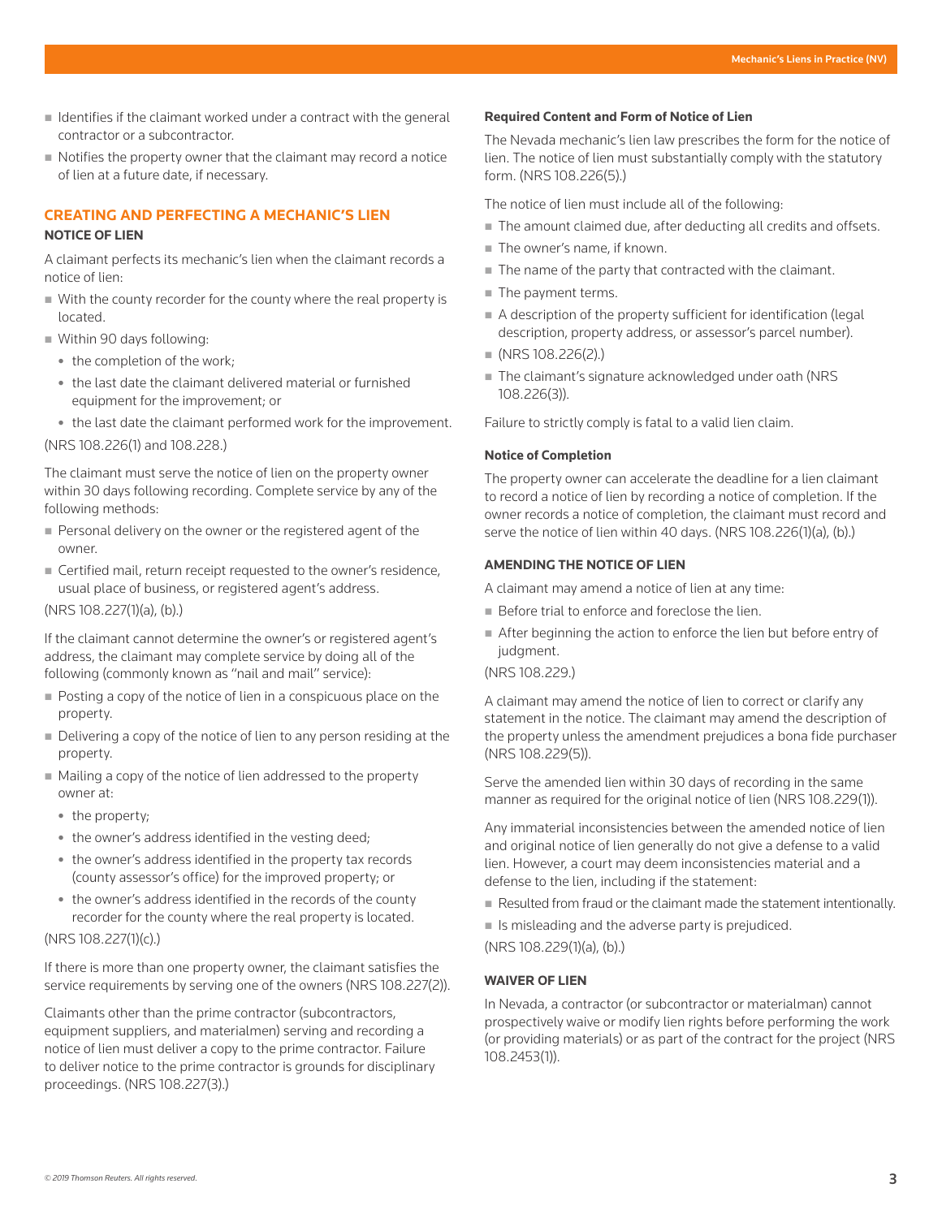- Identifies if the claimant worked under a contract with the general contractor or a subcontractor.
- Notifies the property owner that the claimant may record a notice of lien at a future date, if necessary.

## CREATING AND PERFECTING A MECHANIC'S LIEN

### NOTICE OF LIEN

A claimant perfects its mechanic's lien when the claimant records a notice of lien:

- With the county recorder for the county where the real property is located.
- Within 90 days following:
  - the completion of the work;
  - the last date the claimant delivered material or furnished equipment for the improvement; or
  - the last date the claimant performed work for the improvement.

(NRS 108.226(1) and 108.228.)

The claimant must serve the notice of lien on the property owner within 30 days following recording. Complete service by any of the following methods:

- Personal delivery on the owner or the registered agent of the owner.
- Certified mail, return receipt requested to the owner's residence, usual place of business, or registered agent's address.

(NRS 108.227(1)(a), (b).)

If the claimant cannot determine the owner's or registered agent's address, the claimant may complete service by doing all of the following (commonly known as "nail and mail" service):

- Posting a copy of the notice of lien in a conspicuous place on the property.
- Delivering a copy of the notice of lien to any person residing at the property.
- Mailing a copy of the notice of lien addressed to the property owner at:
  - the property;
  - the owner's address identified in the vesting deed;
  - the owner's address identified in the property tax records (county assessor's office) for the improved property; or
  - the owner's address identified in the records of the county recorder for the county where the real property is located.

(NRS 108.227(1)(c).)

If there is more than one property owner, the claimant satisfies the service requirements by serving one of the owners (NRS 108.227(2)).

Claimants other than the prime contractor (subcontractors, equipment suppliers, and materialmen) serving and recording a notice of lien must deliver a copy to the prime contractor. Failure to deliver notice to the prime contractor is grounds for disciplinary proceedings. (NRS 108.227(3).)

#### Required Content and Form of Notice of Lien

The Nevada mechanic's lien law prescribes the form for the notice of lien. The notice of lien must substantially comply with the statutory form. (NRS 108.226(5).)

The notice of lien must include all of the following:

- The amount claimed due, after deducting all credits and offsets.
- The owner's name, if known.
- The name of the party that contracted with the claimant.
- The payment terms.
- A description of the property sufficient for identification (legal description, property address, or assessor's parcel number).
- (NRS 108.226(2).)
- The claimant's signature acknowledged under oath (NRS 108.226(3)).

Failure to strictly comply is fatal to a valid lien claim.

#### Notice of Completion

The property owner can accelerate the deadline for a lien claimant to record a notice of lien by recording a notice of completion. If the owner records a notice of completion, the claimant must record and serve the notice of lien within 40 days. (NRS 108.226(1)(a), (b).)

### AMENDING THE NOTICE OF LIEN

A claimant may amend a notice of lien at any time:

- Before trial to enforce and foreclose the lien.
- After beginning the action to enforce the lien but before entry of judgment.

(NRS 108.229.)

A claimant may amend the notice of lien to correct or clarify any statement in the notice. The claimant may amend the description of the property unless the amendment prejudices a bona fide purchaser (NRS 108.229(5)).

Serve the amended lien within 30 days of recording in the same manner as required for the original notice of lien (NRS 108.229(1)).

Any immaterial inconsistencies between the amended notice of lien and original notice of lien generally do not give a defense to a valid lien. However, a court may deem inconsistencies material and a defense to the lien, including if the statement:

- Resulted from fraud or the claimant made the statement intentionally.
- Is misleading and the adverse party is prejudiced.

(NRS 108.229(1)(a), (b).)

### WAIVER OF LIEN

In Nevada, a contractor (or subcontractor or materialman) cannot prospectively waive or modify lien rights before performing the work (or providing materials) or as part of the contract for the project (NRS 108.2453(1)).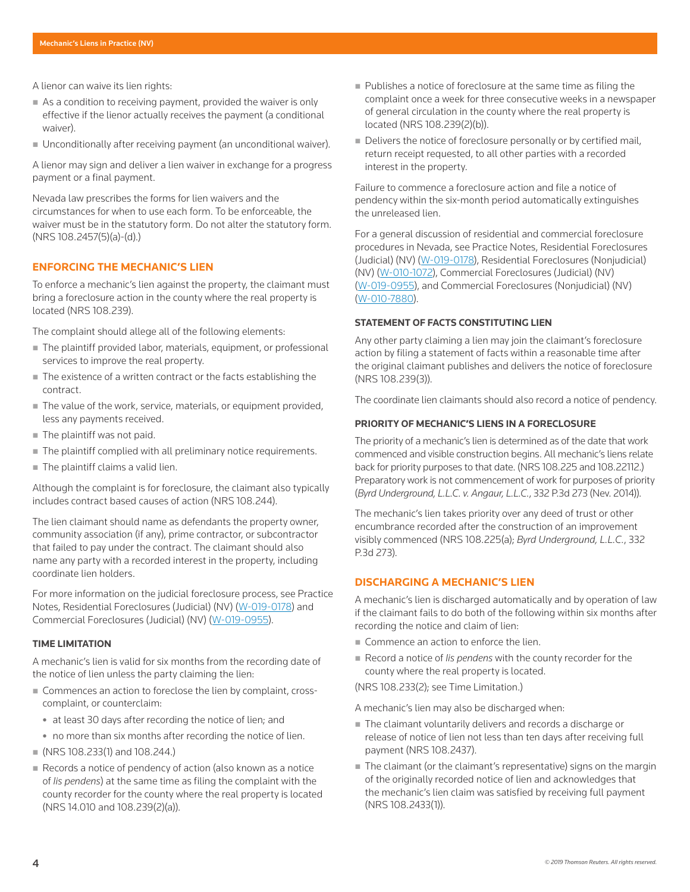A lienor can waive its lien rights:

- As a condition to receiving payment, provided the waiver is only effective if the lienor actually receives the payment (a conditional waiver).
- Unconditionally after receiving payment (an unconditional waiver).

A lienor may sign and deliver a lien waiver in exchange for a progress payment or a final payment.

Nevada law prescribes the forms for lien waivers and the circumstances for when to use each form. To be enforceable, the waiver must be in the statutory form. Do not alter the statutory form. (NRS 108.2457(5)(a)-(d).)

## ENFORCING THE MECHANIC'S LIEN

To enforce a mechanic's lien against the property, the claimant must bring a foreclosure action in the county where the real property is located (NRS 108.239).

The complaint should allege all of the following elements:

- The plaintiff provided labor, materials, equipment, or professional services to improve the real property.
- The existence of a written contract or the facts establishing the contract.
- The value of the work, service, materials, or equipment provided, less any payments received.
- The plaintiff was not paid.
- The plaintiff complied with all preliminary notice requirements.
- The plaintiff claims a valid lien.

Although the complaint is for foreclosure, the claimant also typically includes contract based causes of action (NRS 108.244).

The lien claimant should name as defendants the property owner, community association (if any), prime contractor, or subcontractor that failed to pay under the contract. The claimant should also name any party with a recorded interest in the property, including coordinate lien holders.

For more information on the judicial foreclosure process, see Practice Notes, Residential Foreclosures (Judicial) (NV) (W-019-0178) and Commercial Foreclosures (Judicial) (NV) (W-019-0955).

### TIME LIMITATION

A mechanic's lien is valid for six months from the recording date of the notice of lien unless the party claiming the lien:

- Commences an action to foreclose the lien by complaint, cross-complaint, or counterclaim:
  - at least 30 days after recording the notice of lien; and
  - no more than six months after recording the notice of lien.
- (NRS 108.233(1) and 108.244.)
- Records a notice of pendency of action (also known as a notice of *lis pendens*) at the same time as filing the complaint with the county recorder for the county where the real property is located (NRS 14.010 and 108.239(2)(a)).
- Publishes a notice of foreclosure at the same time as filing the complaint once a week for three consecutive weeks in a newspaper of general circulation in the county where the real property is located (NRS 108.239(2)(b)).
- Delivers the notice of foreclosure personally or by certified mail, return receipt requested, to all other parties with a recorded interest in the property.

Failure to commence a foreclosure action and file a notice of pendency within the six-month period automatically extinguishes the unreleased lien.

For a general discussion of residential and commercial foreclosure procedures in Nevada, see Practice Notes, Residential Foreclosures (Judicial) (NV) (W-019-0178), Residential Foreclosures (Nonjudicial) (NV) (W-010-1072), Commercial Foreclosures (Judicial) (NV) (W-019-0955), and Commercial Foreclosures (Nonjudicial) (NV) (W-010-7880).

### STATEMENT OF FACTS CONSTITUTING LIEN

Any other party claiming a lien may join the claimant's foreclosure action by filing a statement of facts within a reasonable time after the original claimant publishes and delivers the notice of foreclosure (NRS 108.239(3)).

The coordinate lien claimants should also record a notice of pendency.

### PRIORITY OF MECHANIC'S LIENS IN A FORECLOSURE

The priority of a mechanic's lien is determined as of the date that work commenced and visible construction begins. All mechanic's liens relate back for priority purposes to that date. (NRS 108.225 and 108.22112.) Preparatory work is not commencement of work for purposes of priority (*Byrd Underground, L.L.C. v. Angaur, L.L.C.*, 332 P.3d 273 (Nev. 2014)).

The mechanic's lien takes priority over any deed of trust or other encumbrance recorded after the construction of an improvement visibly commenced (NRS 108.225(a); *Byrd Underground, L.L.C.*, 332 P.3d 273).

## DISCHARGING A MECHANIC'S LIEN

A mechanic's lien is discharged automatically and by operation of law if the claimant fails to do both of the following within six months after recording the notice and claim of lien:

- Commence an action to enforce the lien.
- Record a notice of *lis pendens* with the county recorder for the county where the real property is located.

(NRS 108.233(2); see Time Limitation.)

A mechanic's lien may also be discharged when:

- The claimant voluntarily delivers and records a discharge or release of notice of lien not less than ten days after receiving full payment (NRS 108.2437).
- The claimant (or the claimant's representative) signs on the margin of the originally recorded notice of lien and acknowledges that the mechanic's lien claim was satisfied by receiving full payment (NRS 108.2433(1)).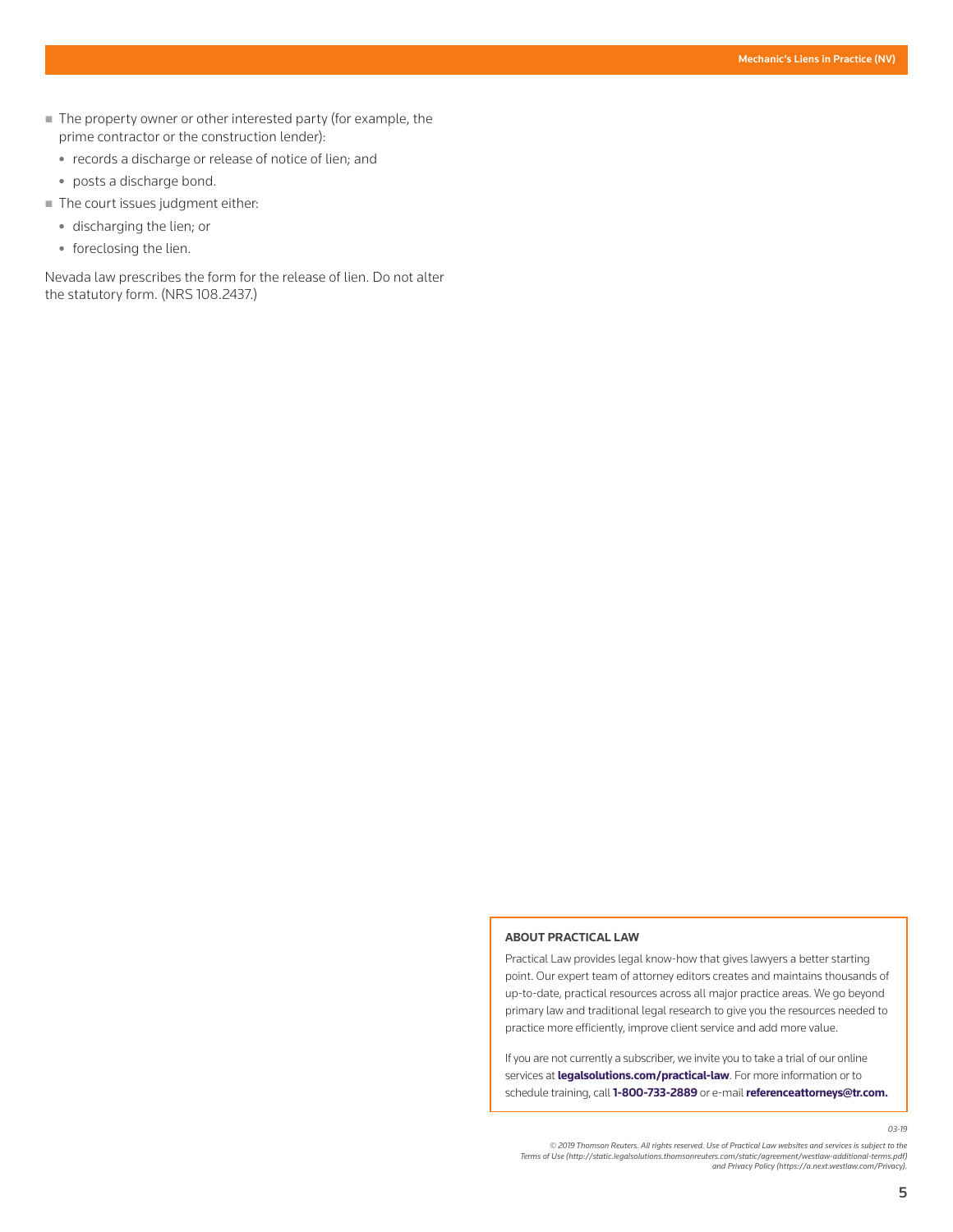- The property owner or other interested party (for example, the prime contractor or the construction lender):
  - records a discharge or release of notice of lien; and
  - posts a discharge bond.
- The court issues judgment either:
  - discharging the lien; or
  - foreclosing the lien.

Nevada law prescribes the form for the release of lien. Do not alter the statutory form. (NRS 108.2437.)

**ABOUT PRACTICAL LAW**

Practical Law provides legal know-how that gives lawyers a better starting point. Our expert team of attorney editors creates and maintains thousands of up-to-date, practical resources across all major practice areas. We go beyond primary law and traditional legal research to give you the resources needed to practice more efficiently, improve client service and add more value.

If you are not currently a subscriber, we invite you to take a trial of our online services at **legalsolutions.com/practical-law**. For more information or to schedule training, call **1-800-733-2889** or e-mail **referenceattorneys@tr.com.**

*03-19*

*© 2019 Thomson Reuters. All rights reserved. Use of Practical Law websites and services is subject to the Terms of Use (http://static.legalsolutions.thomsonreuters.com/static/agreement/westlaw-additional-terms.pdf) and Privacy Policy (https://a.next.westlaw.com/Privacy).*